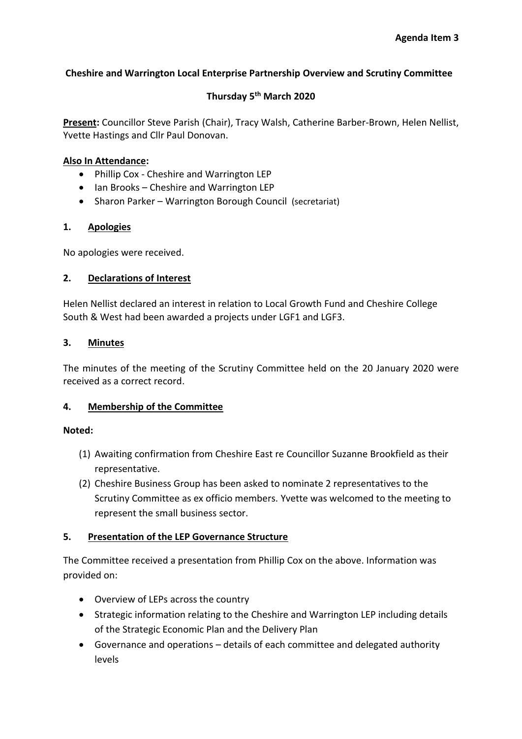**Agenda Item 3**

**Cheshire and Warrington Local Enterprise Partnership Overview and Scrutiny Committee**

**Thursday 5th March 2020**

**Present:** Councillor Steve Parish (Chair), Tracy Walsh, Catherine Barber-Brown, Helen Nellist, Yvette Hastings and Cllr Paul Donovan.

**Also In Attendance:**

- Phillip Cox - Cheshire and Warrington LEP
- Ian Brooks – Cheshire and Warrington LEP
- Sharon Parker – Warrington Borough Council (secretariat)

## 1. Apologies

No apologies were received.

## 2. Declarations of Interest

Helen Nellist declared an interest in relation to Local Growth Fund and Cheshire College South & West had been awarded a projects under LGF1 and LGF3.

## 3. Minutes

The minutes of the meeting of the Scrutiny Committee held on the 20 January 2020 were received as a correct record.

## 4. Membership of the Committee

**Noted:**

(1) Awaiting confirmation from Cheshire East re Councillor Suzanne Brookfield as their representative.

(2) Cheshire Business Group has been asked to nominate 2 representatives to the Scrutiny Committee as ex officio members. Yvette was welcomed to the meeting to represent the small business sector.

## 5. Presentation of the LEP Governance Structure

The Committee received a presentation from Phillip Cox on the above. Information was provided on:

- Overview of LEPs across the country
- Strategic information relating to the Cheshire and Warrington LEP including details of the Strategic Economic Plan and the Delivery Plan
- Governance and operations – details of each committee and delegated authority levels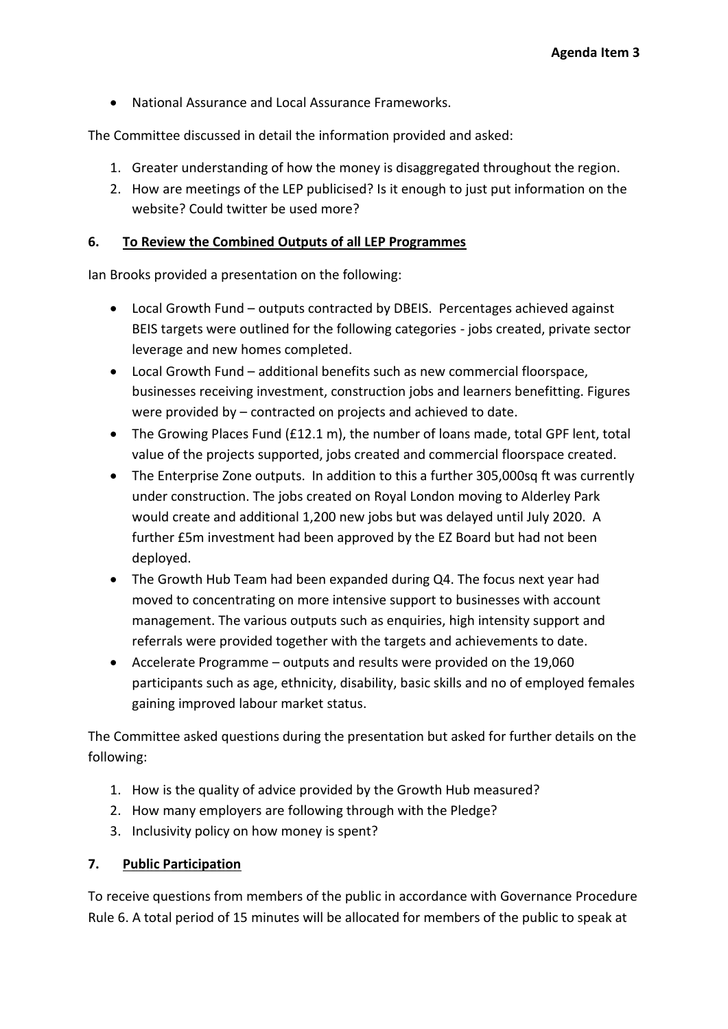- National Assurance and Local Assurance Frameworks.

The Committee discussed in detail the information provided and asked:

1. Greater understanding of how the money is disaggregated throughout the region.
2. How are meetings of the LEP publicised? Is it enough to just put information on the website? Could twitter be used more?

## 6. To Review the Combined Outputs of all LEP Programmes

Ian Brooks provided a presentation on the following:

- Local Growth Fund – outputs contracted by DBEIS. Percentages achieved against BEIS targets were outlined for the following categories - jobs created, private sector leverage and new homes completed.
- Local Growth Fund – additional benefits such as new commercial floorspace, businesses receiving investment, construction jobs and learners benefitting. Figures were provided by – contracted on projects and achieved to date.
- The Growing Places Fund (£12.1 m), the number of loans made, total GPF lent, total value of the projects supported, jobs created and commercial floorspace created.
- The Enterprise Zone outputs. In addition to this a further 305,000sq ft was currently under construction. The jobs created on Royal London moving to Alderley Park would create and additional 1,200 new jobs but was delayed until July 2020. A further £5m investment had been approved by the EZ Board but had not been deployed.
- The Growth Hub Team had been expanded during Q4. The focus next year had moved to concentrating on more intensive support to businesses with account management. The various outputs such as enquiries, high intensity support and referrals were provided together with the targets and achievements to date.
- Accelerate Programme – outputs and results were provided on the 19,060 participants such as age, ethnicity, disability, basic skills and no of employed females gaining improved labour market status.

The Committee asked questions during the presentation but asked for further details on the following:

1. How is the quality of advice provided by the Growth Hub measured?
2. How many employers are following through with the Pledge?
3. Inclusivity policy on how money is spent?

## 7. Public Participation

To receive questions from members of the public in accordance with Governance Procedure Rule 6. A total period of 15 minutes will be allocated for members of the public to speak at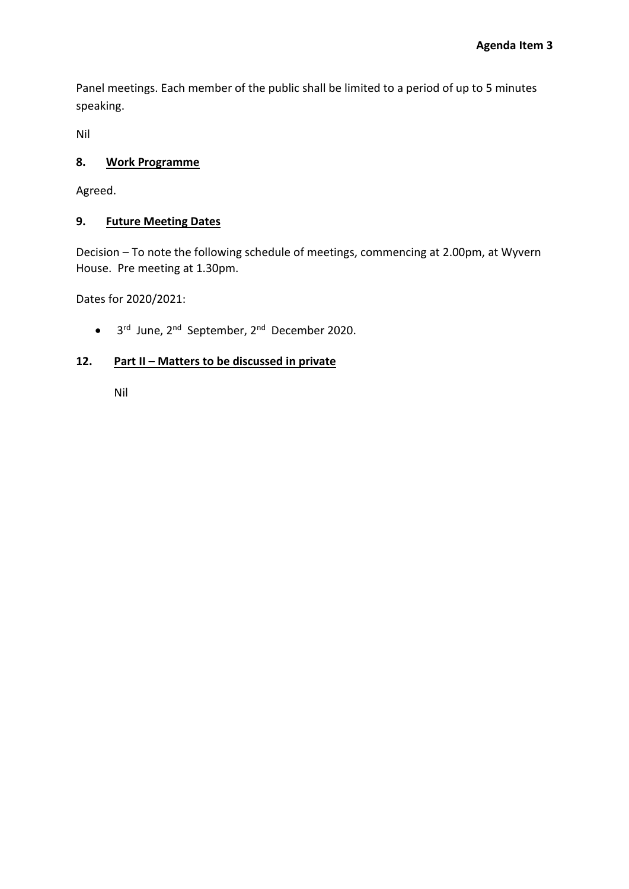Panel meetings. Each member of the public shall be limited to a period of up to 5 minutes speaking.

Nil

## 8. Work Programme

Agreed.

## 9. Future Meeting Dates

Decision – To note the following schedule of meetings, commencing at 2.00pm, at Wyvern House. Pre meeting at 1.30pm.

Dates for 2020/2021:

- 3rd June, 2nd September, 2nd December 2020.

## 12. Part II – Matters to be discussed in private

Nil